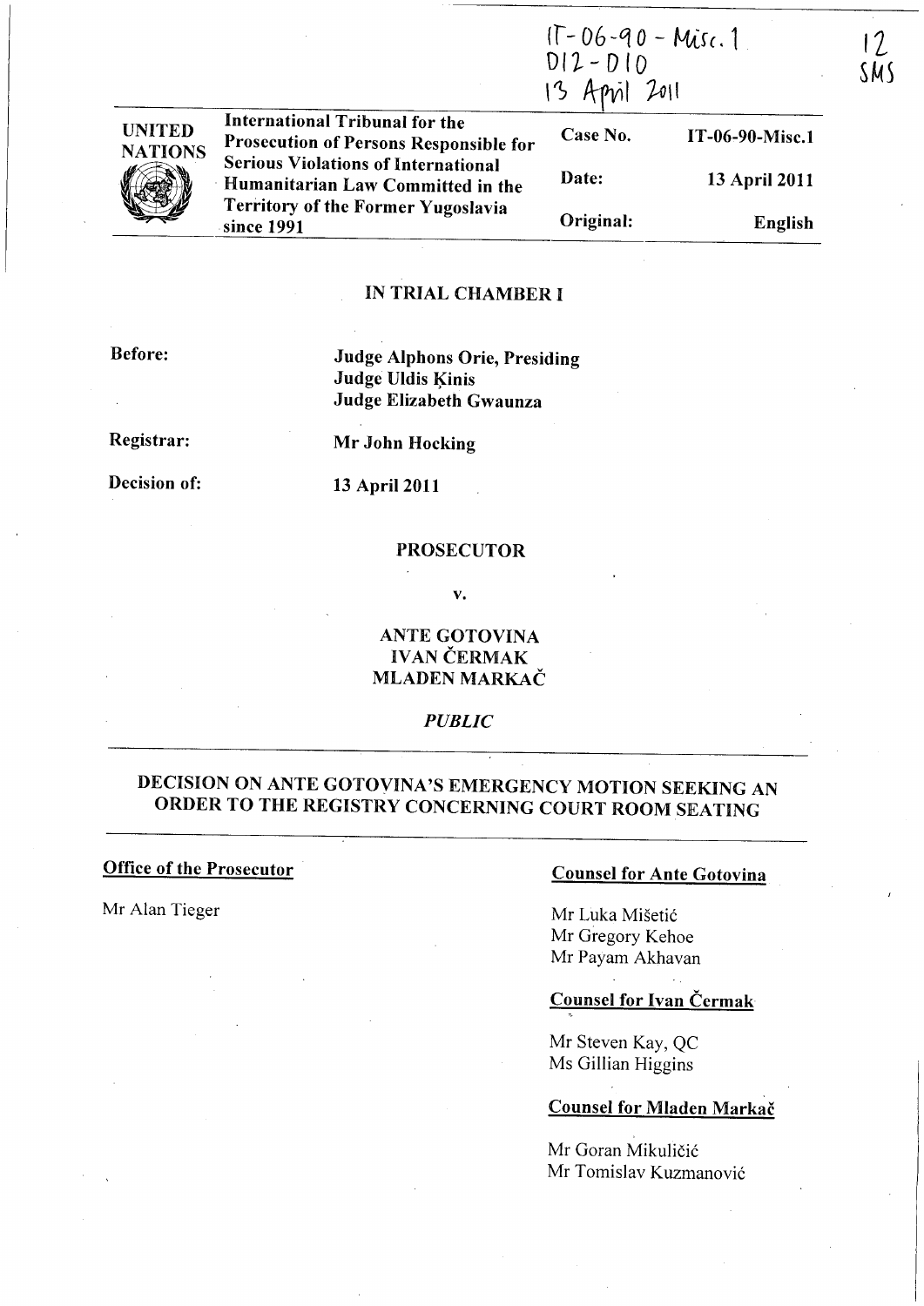IT-06-90-Misc.1
D12-D10
13 April 2011

12
SMS

| UNITED NATIONS | International Tribunal for the Prosecution of Persons Responsible for Serious Violations of International Humanitarian Law Committed in the Territory of the Former Yugoslavia since 1991 | Case No. | IT-06-90-Misc.1 |
|---|---|---|---|
| | | Date: | 13 April 2011 |
| | | Original: | English |

## IN TRIAL CHAMBER I

**Before:** **Judge Alphons Orie, Presiding**
**Judge Uldis Ķinis**
**Judge Elizabeth Gwaunza**

**Registrar:** **Mr John Hocking**

**Decision of:** **13 April 2011**

**PROSECUTOR**

**v.**

**ANTE GOTOVINA**
**IVAN ČERMAK**
**MLADEN MARKAČ**

***PUBLIC***

# DECISION ON ANTE GOTOVINA'S EMERGENCY MOTION SEEKING AN ORDER TO THE REGISTRY CONCERNING COURT ROOM SEATING

**Office of the Prosecutor**

Mr Alan Tieger

**Counsel for Ante Gotovina**

Mr Luka Mišetić
Mr Gregory Kehoe
Mr Payam Akhavan

**Counsel for Ivan Čermak**

Mr Steven Kay, QC
Ms Gillian Higgins

**Counsel for Mladen Markač**

Mr Goran Mikuličić
Mr Tomislav Kuzmanović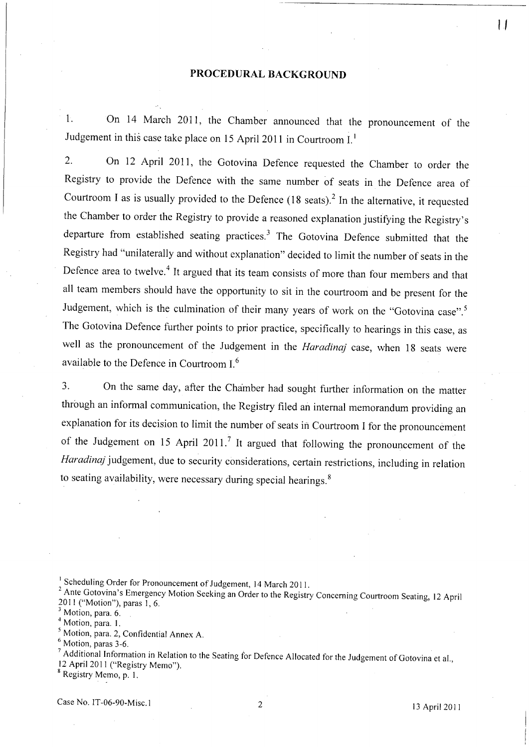## PROCEDURAL BACKGROUND

1. On 14 March 2011, the Chamber announced that the pronouncement of the Judgement in this case take place on 15 April 2011 in Courtroom I.[1]

2. On 12 April 2011, the Gotovina Defence requested the Chamber to order the Registry to provide the Defence with the same number of seats in the Defence area of Courtroom I as is usually provided to the Defence (18 seats).[2] In the alternative, it requested the Chamber to order the Registry to provide a reasoned explanation justifying the Registry's departure from established seating practices.[3] The Gotovina Defence submitted that the Registry had "unilaterally and without explanation" decided to limit the number of seats in the Defence area to twelve.[4] It argued that its team consists of more than four members and that all team members should have the opportunity to sit in the courtroom and be present for the Judgement, which is the culmination of their many years of work on the "Gotovina case".[5] The Gotovina Defence further points to prior practice, specifically to hearings in this case, as well as the pronouncement of the Judgement in the *Haradinaj* case, when 18 seats were available to the Defence in Courtroom I.[6]

3. On the same day, after the Chamber had sought further information on the matter through an informal communication, the Registry filed an internal memorandum providing an explanation for its decision to limit the number of seats in Courtroom I for the pronouncement of the Judgement on 15 April 2011.[7] It argued that following the pronouncement of the *Haradinaj* judgement, due to security considerations, certain restrictions, including in relation to seating availability, were necessary during special hearings.[8]

---

[1] Scheduling Order for Pronouncement of Judgement, 14 March 2011.

[2] Ante Gotovina's Emergency Motion Seeking an Order to the Registry Concerning Courtroom Seating, 12 April 2011 ("Motion"), paras 1, 6.

[3] Motion, para. 6.

[4] Motion, para. 1.

[5] Motion, para. 2, Confidential Annex A.

[6] Motion, paras 3-6.

[7] Additional Information in Relation to the Seating for Defence Allocated for the Judgement of Gotovina et al., 12 April 2011 ("Registry Memo").

[8] Registry Memo, p. 1.

Case No. IT-06-90-Misc.1 13 April 2011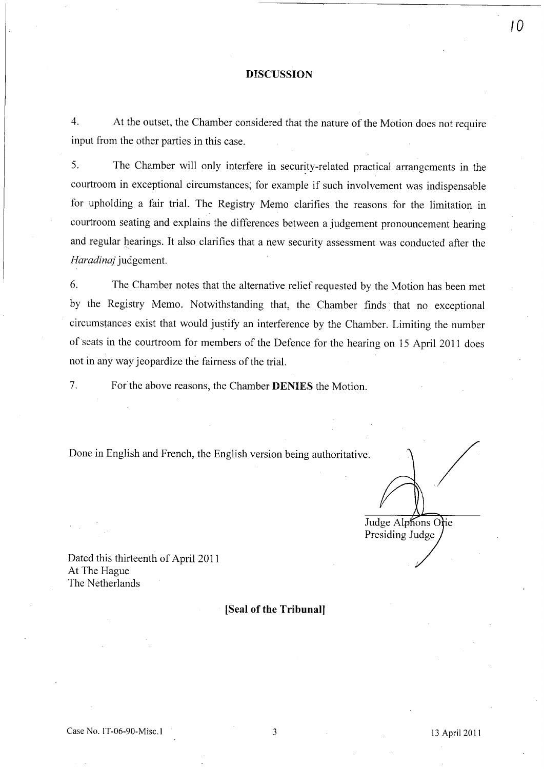## DISCUSSION

4. At the outset, the Chamber considered that the nature of the Motion does not require input from the other parties in this case.

5. The Chamber will only interfere in security-related practical arrangements in the courtroom in exceptional circumstances, for example if such involvement was indispensable for upholding a fair trial. The Registry Memo clarifies the reasons for the limitation in courtroom seating and explains the differences between a judgement pronouncement hearing and regular hearings. It also clarifies that a new security assessment was conducted after the *Haradinaj* judgement.

6. The Chamber notes that the alternative relief requested by the Motion has been met by the Registry Memo. Notwithstanding that, the Chamber finds that no exceptional circumstances exist that would justify an interference by the Chamber. Limiting the number of seats in the courtroom for members of the Defence for the hearing on 15 April 2011 does not in any way jeopardize the fairness of the trial.

7. For the above reasons, the Chamber **DENIES** the Motion.

Done in English and French, the English version being authoritative.

Judge Alphons Orie
Presiding Judge

Dated this thirteenth of April 2011
At The Hague
The Netherlands

**[Seal of the Tribunal]**

Case No. IT-06-90-Misc.1 13 April 2011